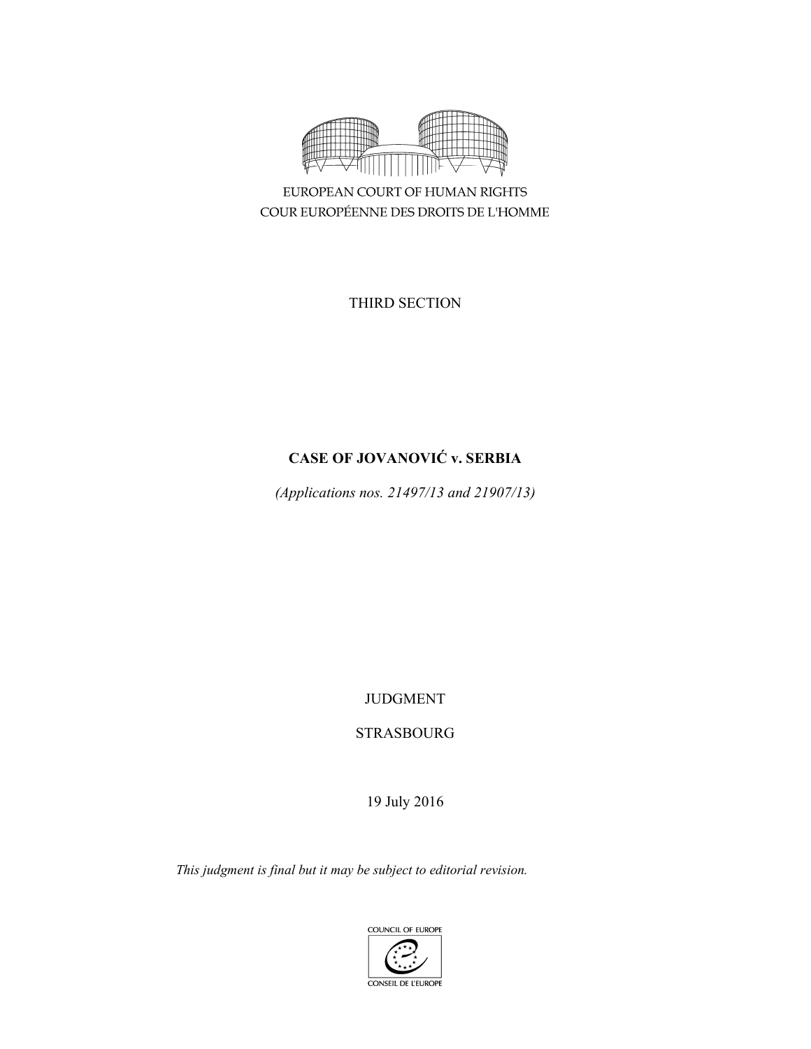EUROPEAN COURT OF HUMAN RIGHTS
COUR EUROPÉENNE DES DROITS DE L'HOMME

THIRD SECTION

# CASE OF JOVANOVIĆ v. SERBIA

*(Applications nos. 21497/13 and 21907/13)*

JUDGMENT

STRASBOURG

19 July 2016

*This judgment is final but it may be subject to editorial revision.*

COUNCIL OF EUROPE
CONSEIL DE L'EUROPE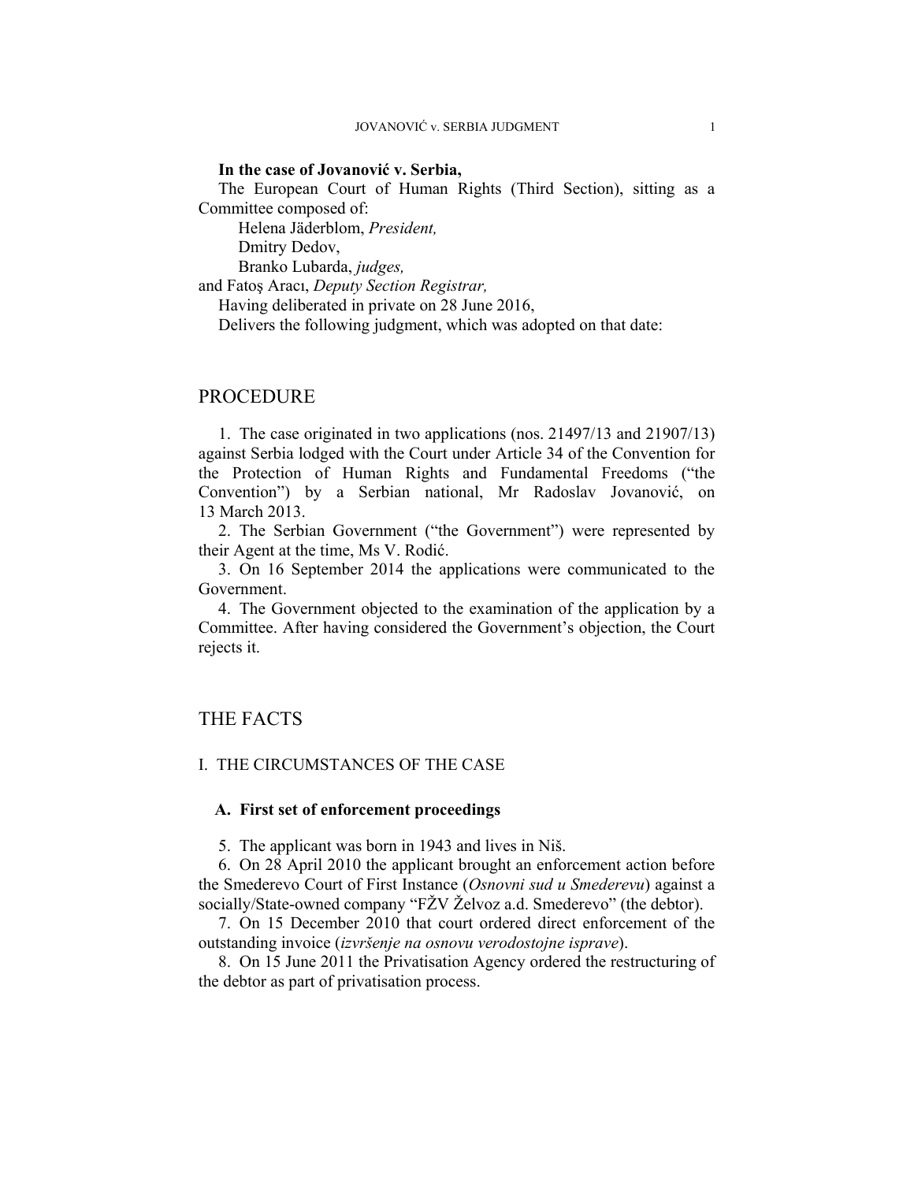**In the case of Jovanović v. Serbia,**

The European Court of Human Rights (Third Section), sitting as a Committee composed of:

Helena Jäderblom, *President,*
Dmitry Dedov,
Branko Lubarda, *judges,*
and Fatoş Aracı, *Deputy Section Registrar,*

Having deliberated in private on 28 June 2016,

Delivers the following judgment, which was adopted on that date:

# PROCEDURE

1. The case originated in two applications (nos. 21497/13 and 21907/13) against Serbia lodged with the Court under Article 34 of the Convention for the Protection of Human Rights and Fundamental Freedoms ("the Convention") by a Serbian national, Mr Radoslav Jovanović, on 13 March 2013.

2. The Serbian Government ("the Government") were represented by their Agent at the time, Ms V. Rodić.

3. On 16 September 2014 the applications were communicated to the Government.

4. The Government objected to the examination of the application by a Committee. After having considered the Government's objection, the Court rejects it.

# THE FACTS

## I. THE CIRCUMSTANCES OF THE CASE

### A. First set of enforcement proceedings

5. The applicant was born in 1943 and lives in Niš.

6. On 28 April 2010 the applicant brought an enforcement action before the Smederevo Court of First Instance (*Osnovni sud u Smederevu*) against a socially/State-owned company "FŽV Želvoz a.d. Smederevo" (the debtor).

7. On 15 December 2010 that court ordered direct enforcement of the outstanding invoice (*izvršenje na osnovu verodostojne isprave*).

8. On 15 June 2011 the Privatisation Agency ordered the restructuring of the debtor as part of privatisation process.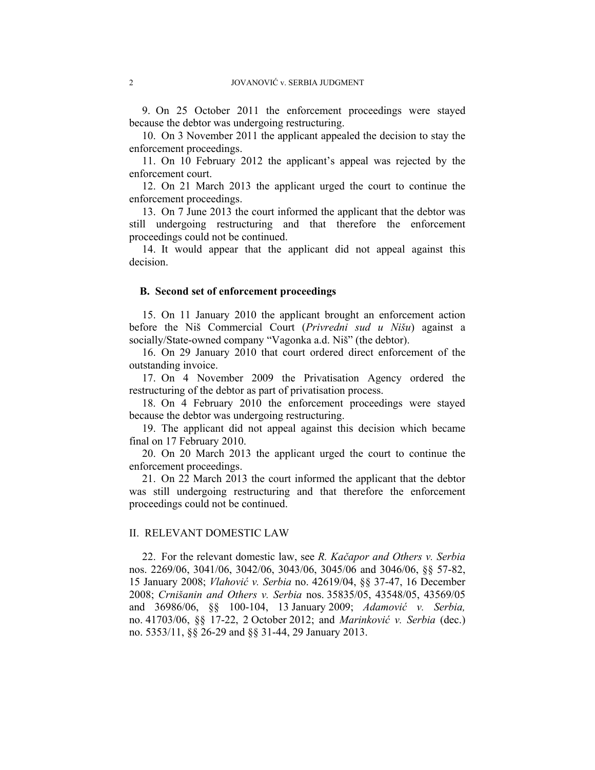9. On 25 October 2011 the enforcement proceedings were stayed because the debtor was undergoing restructuring.

10. On 3 November 2011 the applicant appealed the decision to stay the enforcement proceedings.

11. On 10 February 2012 the applicant's appeal was rejected by the enforcement court.

12. On 21 March 2013 the applicant urged the court to continue the enforcement proceedings.

13. On 7 June 2013 the court informed the applicant that the debtor was still undergoing restructuring and that therefore the enforcement proceedings could not be continued.

14. It would appear that the applicant did not appeal against this decision.

### B. Second set of enforcement proceedings

15. On 11 January 2010 the applicant brought an enforcement action before the Niš Commercial Court (*Privredni sud u Nišu*) against a socially/State-owned company "Vagonka a.d. Niš" (the debtor).

16. On 29 January 2010 that court ordered direct enforcement of the outstanding invoice.

17. On 4 November 2009 the Privatisation Agency ordered the restructuring of the debtor as part of privatisation process.

18. On 4 February 2010 the enforcement proceedings were stayed because the debtor was undergoing restructuring.

19. The applicant did not appeal against this decision which became final on 17 February 2010.

20. On 20 March 2013 the applicant urged the court to continue the enforcement proceedings.

21. On 22 March 2013 the court informed the applicant that the debtor was still undergoing restructuring and that therefore the enforcement proceedings could not be continued.

## II. RELEVANT DOMESTIC LAW

22. For the relevant domestic law, see *R. Kačapor and Others v. Serbia* nos. 2269/06, 3041/06, 3042/06, 3043/06, 3045/06 and 3046/06, §§ 57-82, 15 January 2008; *Vlahović v. Serbia* no. 42619/04, §§ 37-47, 16 December 2008; *Crnišanin and Others v. Serbia* nos. 35835/05, 43548/05, 43569/05 and 36986/06, §§ 100-104, 13 January 2009; *Adamović v. Serbia,* no. 41703/06, §§ 17-22, 2 October 2012; and *Marinković v. Serbia* (dec.) no. 5353/11, §§ 26-29 and §§ 31-44, 29 January 2013.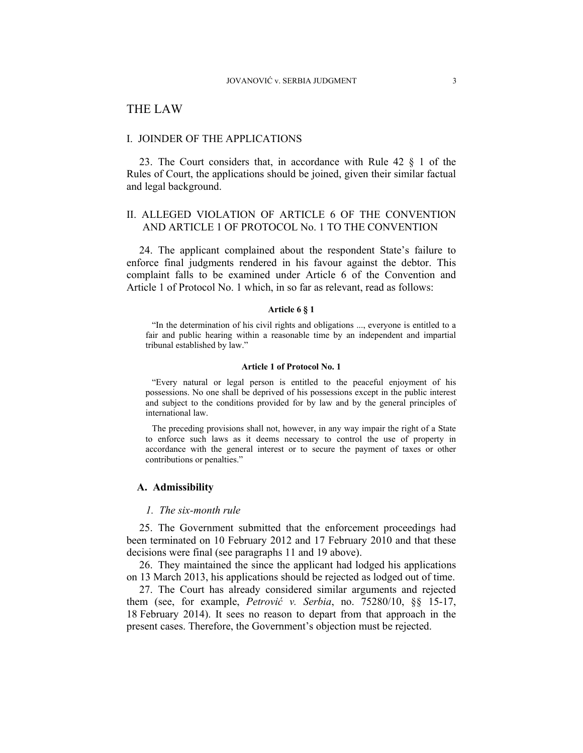# THE LAW

## I. JOINDER OF THE APPLICATIONS

23. The Court considers that, in accordance with Rule 42 § 1 of the Rules of Court, the applications should be joined, given their similar factual and legal background.

## II. ALLEGED VIOLATION OF ARTICLE 6 OF THE CONVENTION AND ARTICLE 1 OF PROTOCOL No. 1 TO THE CONVENTION

24. The applicant complained about the respondent State's failure to enforce final judgments rendered in his favour against the debtor. This complaint falls to be examined under Article 6 of the Convention and Article 1 of Protocol No. 1 which, in so far as relevant, read as follows:

**Article 6 § 1**

> "In the determination of his civil rights and obligations ..., everyone is entitled to a fair and public hearing within a reasonable time by an independent and impartial tribunal established by law."

**Article 1 of Protocol No. 1**

> "Every natural or legal person is entitled to the peaceful enjoyment of his possessions. No one shall be deprived of his possessions except in the public interest and subject to the conditions provided for by law and by the general principles of international law.
>
> The preceding provisions shall not, however, in any way impair the right of a State to enforce such laws as it deems necessary to control the use of property in accordance with the general interest or to secure the payment of taxes or other contributions or penalties."

### A. Admissibility

#### *1. The six-month rule*

25. The Government submitted that the enforcement proceedings had been terminated on 10 February 2012 and 17 February 2010 and that these decisions were final (see paragraphs 11 and 19 above).

26. They maintained the since the applicant had lodged his applications on 13 March 2013, his applications should be rejected as lodged out of time.

27. The Court has already considered similar arguments and rejected them (see, for example, *Petrović v. Serbia*, no. 75280/10, §§ 15-17, 18 February 2014). It sees no reason to depart from that approach in the present cases. Therefore, the Government's objection must be rejected.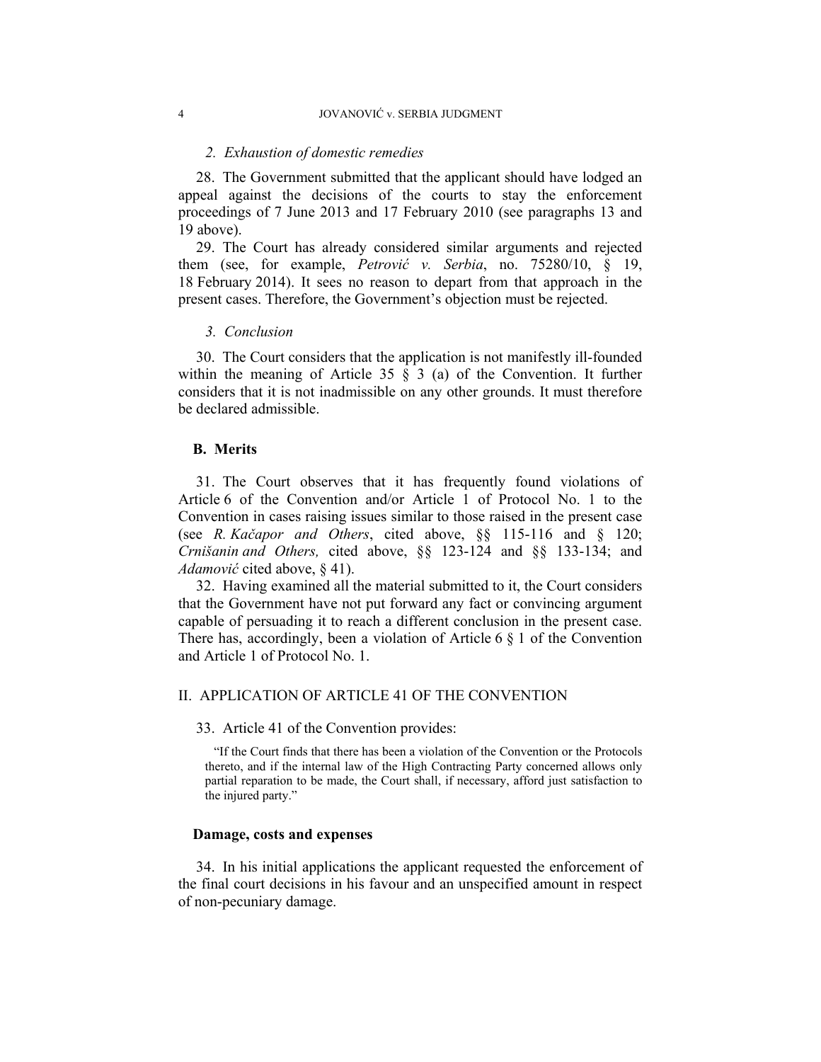*2. Exhaustion of domestic remedies*

28. The Government submitted that the applicant should have lodged an appeal against the decisions of the courts to stay the enforcement proceedings of 7 June 2013 and 17 February 2010 (see paragraphs 13 and 19 above).

29. The Court has already considered similar arguments and rejected them (see, for example, *Petrović v. Serbia*, no. 75280/10, § 19, 18 February 2014). It sees no reason to depart from that approach in the present cases. Therefore, the Government's objection must be rejected.

*3. Conclusion*

30. The Court considers that the application is not manifestly ill-founded within the meaning of Article 35 § 3 (a) of the Convention. It further considers that it is not inadmissible on any other grounds. It must therefore be declared admissible.

### B. Merits

31. The Court observes that it has frequently found violations of Article 6 of the Convention and/or Article 1 of Protocol No. 1 to the Convention in cases raising issues similar to those raised in the present case (see *R. Kačapor and Others*, cited above, §§ 115-116 and § 120; *Crnišanin and Others,* cited above, §§ 123-124 and §§ 133-134; and *Adamović* cited above, § 41).

32. Having examined all the material submitted to it, the Court considers that the Government have not put forward any fact or convincing argument capable of persuading it to reach a different conclusion in the present case. There has, accordingly, been a violation of Article 6 § 1 of the Convention and Article 1 of Protocol No. 1.

## II. APPLICATION OF ARTICLE 41 OF THE CONVENTION

33. Article 41 of the Convention provides:

> "If the Court finds that there has been a violation of the Convention or the Protocols thereto, and if the internal law of the High Contracting Party concerned allows only partial reparation to be made, the Court shall, if necessary, afford just satisfaction to the injured party."

### Damage, costs and expenses

34. In his initial applications the applicant requested the enforcement of the final court decisions in his favour and an unspecified amount in respect of non-pecuniary damage.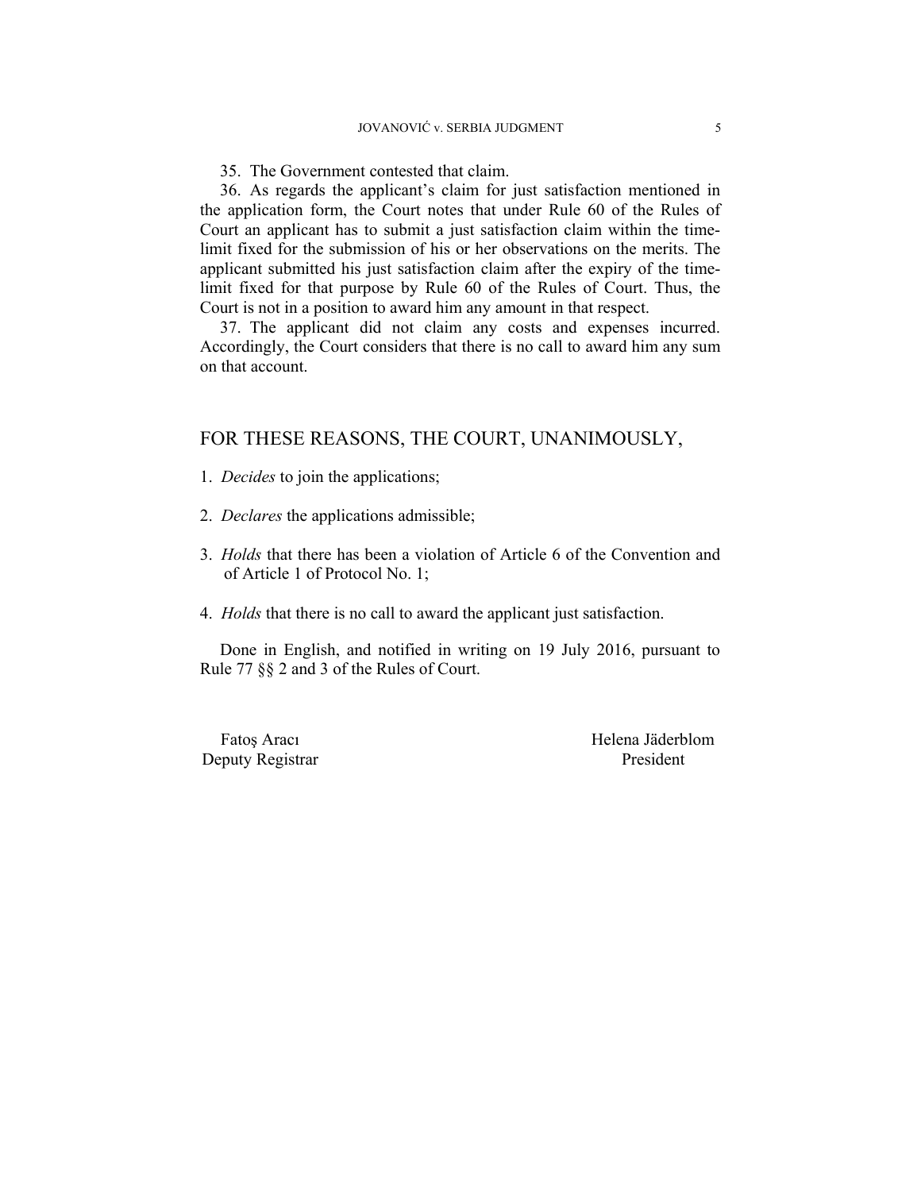35. The Government contested that claim.

36. As regards the applicant's claim for just satisfaction mentioned in the application form, the Court notes that under Rule 60 of the Rules of Court an applicant has to submit a just satisfaction claim within the time-limit fixed for the submission of his or her observations on the merits. The applicant submitted his just satisfaction claim after the expiry of the time-limit fixed for that purpose by Rule 60 of the Rules of Court. Thus, the Court is not in a position to award him any amount in that respect.

37. The applicant did not claim any costs and expenses incurred. Accordingly, the Court considers that there is no call to award him any sum on that account.

## FOR THESE REASONS, THE COURT, UNANIMOUSLY,

1. *Decides* to join the applications;

2. *Declares* the applications admissible;

3. *Holds* that there has been a violation of Article 6 of the Convention and of Article 1 of Protocol No. 1;

4. *Holds* that there is no call to award the applicant just satisfaction.

Done in English, and notified in writing on 19 July 2016, pursuant to Rule 77 §§ 2 and 3 of the Rules of Court.

Fatoş Aracı
Deputy Registrar

Helena Jäderblom
President